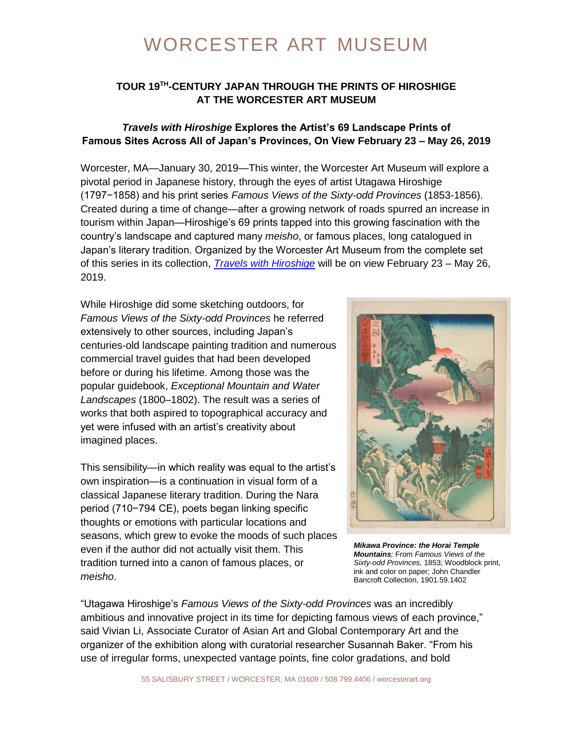# WORCESTER ART MUSEUM

## TOUR 19TH-CENTURY JAPAN THROUGH THE PRINTS OF HIROSHIGE AT THE WORCESTER ART MUSEUM

### *Travels with Hiroshige* Explores the Artist's 69 Landscape Prints of Famous Sites Across All of Japan's Provinces, On View February 23 – May 26, 2019

Worcester, MA—January 30, 2019—This winter, the Worcester Art Museum will explore a pivotal period in Japanese history, through the eyes of artist Utagawa Hiroshige (1797−1858) and his print series *Famous Views of the Sixty-odd Provinces* (1853-1856). Created during a time of change—after a growing network of roads spurred an increase in tourism within Japan—Hiroshige's 69 prints tapped into this growing fascination with the country's landscape and captured many *meisho*, or famous places, long catalogued in Japan's literary tradition. Organized by the Worcester Art Museum from the complete set of this series in its collection, [*Travels with Hiroshige*](#) will be on view February 23 – May 26, 2019.

While Hiroshige did some sketching outdoors, for *Famous Views of the Sixty-odd Provinces* he referred extensively to other sources, including Japan's centuries-old landscape painting tradition and numerous commercial travel guides that had been developed before or during his lifetime. Among those was the popular guidebook, *Exceptional Mountain and Water Landscapes* (1800–1802). The result was a series of works that both aspired to topographical accuracy and yet were infused with an artist's creativity about imagined places.

This sensibility—in which reality was equal to the artist's own inspiration—is a continuation in visual form of a classical Japanese literary tradition. During the Nara period (710−794 CE), poets began linking specific thoughts or emotions with particular locations and seasons, which grew to evoke the moods of such places even if the author did not actually visit them. This tradition turned into a canon of famous places, or *meisho*.

***Mikawa Province: the Horai Temple Mountains****;* From *Famous Views of the Sixty-odd Provinces,* 1853; Woodblock print, ink and color on paper; John Chandler Bancroft Collection, 1901.59.1402

"Utagawa Hiroshige's *Famous Views of the Sixty-odd Provinces* was an incredibly ambitious and innovative project in its time for depicting famous views of each province," said Vivian Li, Associate Curator of Asian Art and Global Contemporary Art and the organizer of the exhibition along with curatorial researcher Susannah Baker. "From his use of irregular forms, unexpected vantage points, fine color gradations, and bold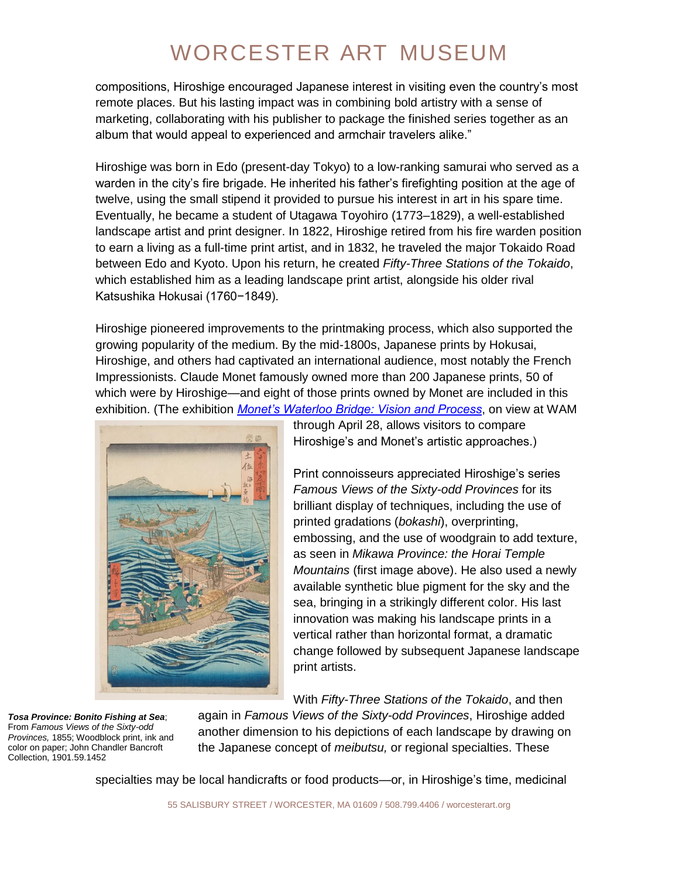compositions, Hiroshige encouraged Japanese interest in visiting even the country's most remote places. But his lasting impact was in combining bold artistry with a sense of marketing, collaborating with his publisher to package the finished series together as an album that would appeal to experienced and armchair travelers alike."

Hiroshige was born in Edo (present-day Tokyo) to a low-ranking samurai who served as a warden in the city's fire brigade. He inherited his father's firefighting position at the age of twelve, using the small stipend it provided to pursue his interest in art in his spare time. Eventually, he became a student of Utagawa Toyohiro (1773–1829), a well-established landscape artist and print designer. In 1822, Hiroshige retired from his fire warden position to earn a living as a full-time print artist, and in 1832, he traveled the major Tokaido Road between Edo and Kyoto. Upon his return, he created *Fifty-Three Stations of the Tokaido*, which established him as a leading landscape print artist, alongside his older rival Katsushika Hokusai (1760−1849).

Hiroshige pioneered improvements to the printmaking process, which also supported the growing popularity of the medium. By the mid-1800s, Japanese prints by Hokusai, Hiroshige, and others had captivated an international audience, most notably the French Impressionists. Claude Monet famously owned more than 200 Japanese prints, 50 of which were by Hiroshige—and eight of those prints owned by Monet are included in this exhibition. (The exhibition [*Monet's Waterloo Bridge: Vision and Process*](), on view at WAM through April 28, allows visitors to compare Hiroshige's and Monet's artistic approaches.)

Print connoisseurs appreciated Hiroshige's series *Famous Views of the Sixty-odd Provinces* for its brilliant display of techniques, including the use of printed gradations (*bokashi*), overprinting, embossing, and the use of woodgrain to add texture, as seen in *Mikawa Province: the Horai Temple Mountains* (first image above). He also used a newly available synthetic blue pigment for the sky and the sea, bringing in a strikingly different color. His last innovation was making his landscape prints in a vertical rather than horizontal format, a dramatic change followed by subsequent Japanese landscape print artists.

***Tosa Province: Bonito Fishing at Sea***; From *Famous Views of the Sixty-odd Provinces,* 1855; Woodblock print, ink and color on paper; John Chandler Bancroft Collection, 1901.59.1452

With *Fifty-Three Stations of the Tokaido*, and then again in *Famous Views of the Sixty-odd Provinces*, Hiroshige added another dimension to his depictions of each landscape by drawing on the Japanese concept of *meibutsu,* or regional specialties. These specialties may be local handicrafts or food products—or, in Hiroshige's time, medicinal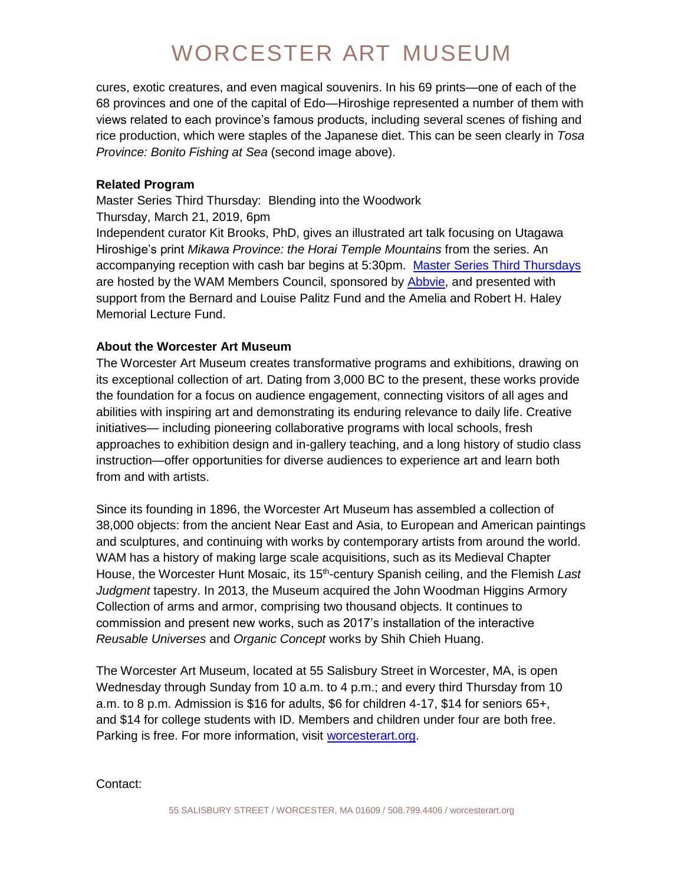cures, exotic creatures, and even magical souvenirs. In his 69 prints—one of each of the 68 provinces and one of the capital of Edo—Hiroshige represented a number of them with views related to each province's famous products, including several scenes of fishing and rice production, which were staples of the Japanese diet. This can be seen clearly in *Tosa Province: Bonito Fishing at Sea* (second image above).

**Related Program**

Master Series Third Thursday: Blending into the Woodwork
Thursday, March 21, 2019, 6pm
Independent curator Kit Brooks, PhD, gives an illustrated art talk focusing on Utagawa Hiroshige's print *Mikawa Province: the Horai Temple Mountains* from the series. An accompanying reception with cash bar begins at 5:30pm. Master Series Third Thursdays are hosted by the WAM Members Council, sponsored by Abbvie, and presented with support from the Bernard and Louise Palitz Fund and the Amelia and Robert H. Haley Memorial Lecture Fund.

**About the Worcester Art Museum**

The Worcester Art Museum creates transformative programs and exhibitions, drawing on its exceptional collection of art. Dating from 3,000 BC to the present, these works provide the foundation for a focus on audience engagement, connecting visitors of all ages and abilities with inspiring art and demonstrating its enduring relevance to daily life. Creative initiatives— including pioneering collaborative programs with local schools, fresh approaches to exhibition design and in-gallery teaching, and a long history of studio class instruction—offer opportunities for diverse audiences to experience art and learn both from and with artists.

Since its founding in 1896, the Worcester Art Museum has assembled a collection of 38,000 objects: from the ancient Near East and Asia, to European and American paintings and sculptures, and continuing with works by contemporary artists from around the world. WAM has a history of making large scale acquisitions, such as its Medieval Chapter House, the Worcester Hunt Mosaic, its 15th-century Spanish ceiling, and the Flemish *Last Judgment* tapestry. In 2013, the Museum acquired the John Woodman Higgins Armory Collection of arms and armor, comprising two thousand objects. It continues to commission and present new works, such as 2017's installation of the interactive *Reusable Universes* and *Organic Concept* works by Shih Chieh Huang.

The Worcester Art Museum, located at 55 Salisbury Street in Worcester, MA, is open Wednesday through Sunday from 10 a.m. to 4 p.m.; and every third Thursday from 10 a.m. to 8 p.m. Admission is $16 for adults, $6 for children 4-17, $14 for seniors 65+, and $14 for college students with ID. Members and children under four are both free. Parking is free. For more information, visit worcesterart.org.

Contact: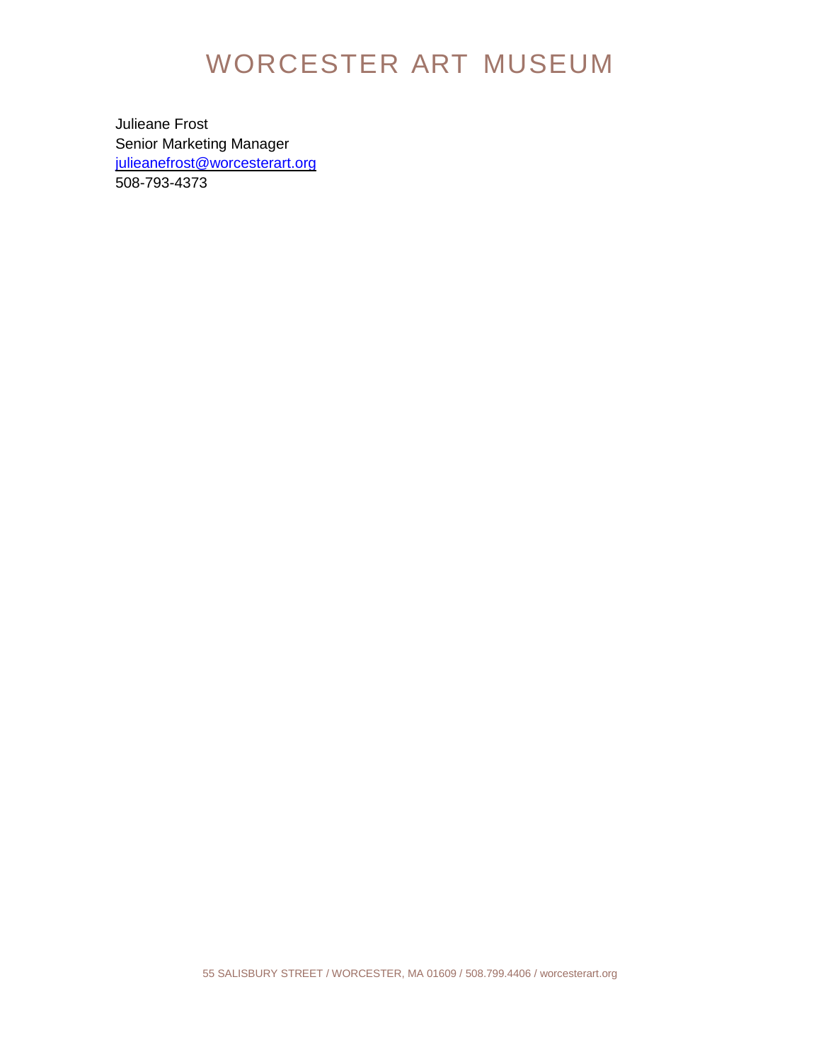# WORCESTER ART MUSEUM

Julieane Frost
Senior Marketing Manager
julieanefrost@worcesterart.org
508-793-4373

55 SALISBURY STREET / WORCESTER, MA 01609 / 508.799.4406 / worcesterart.org